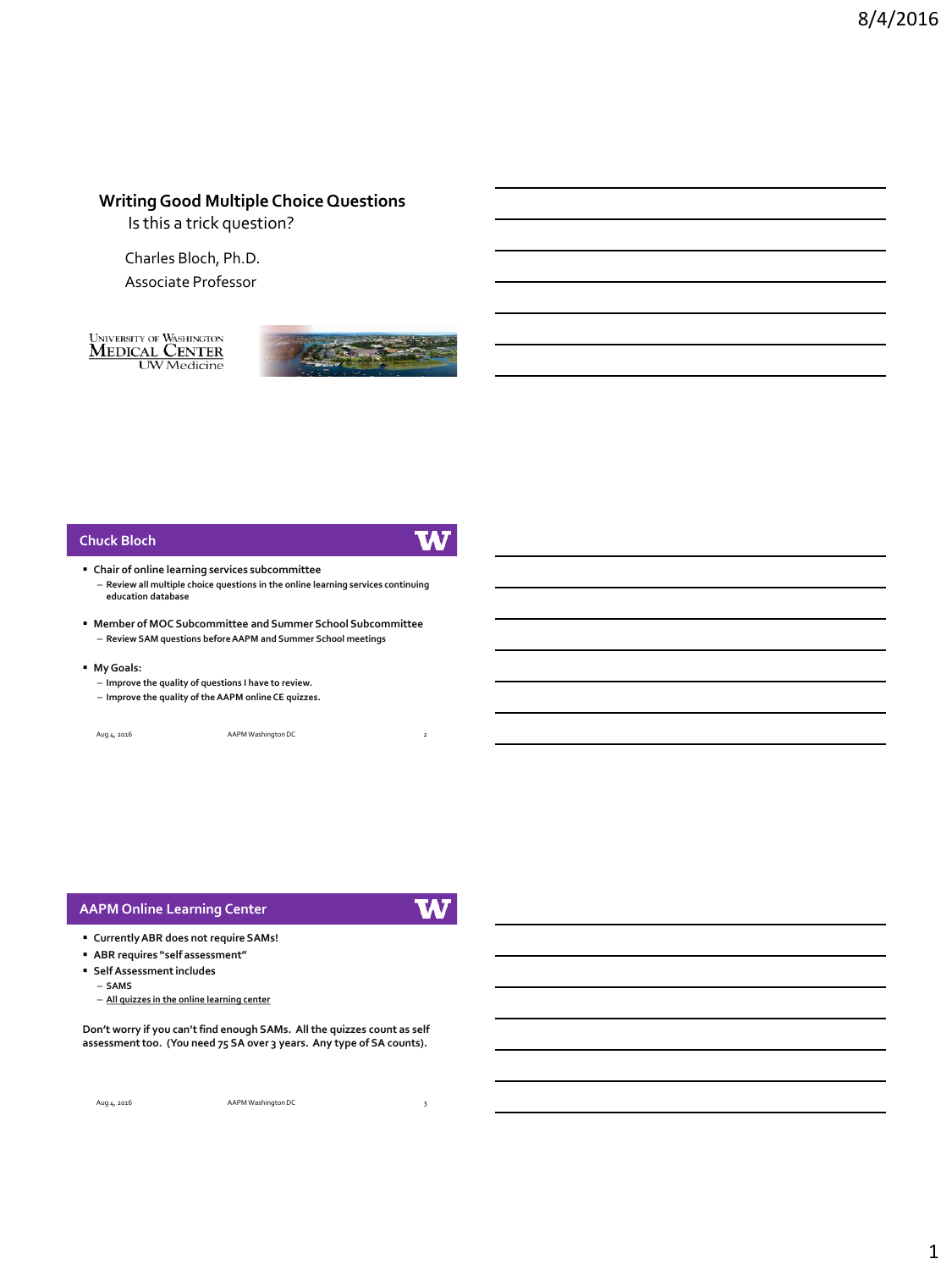# Writing Good Multiple Choice Questions

Is this a trick question?

Charles Bloch, Ph.D.

Associate Professor

University of Washington Medical Center UW Medicine

## Chuck Bloch

- Chair of online learning services subcommittee
  - Review all multiple choice questions in the online learning services continuing education database
- Member of MOC Subcommittee and Summer School Subcommittee
  - Review SAM questions before AAPM and Summer School meetings
- My Goals:
  - Improve the quality of questions I have to review.
  - Improve the quality of the AAPM online CE quizzes.

## AAPM Online Learning Center

- Currently ABR does not require SAMs!
- ABR requires "self assessment"
- Self Assessment includes
  - SAMS
  - All quizzes in the online learning center

**Don't worry if you can't find enough SAMs. All the quizzes count as self assessment too. (You need 75 SA over 3 years. Any type of SA counts).**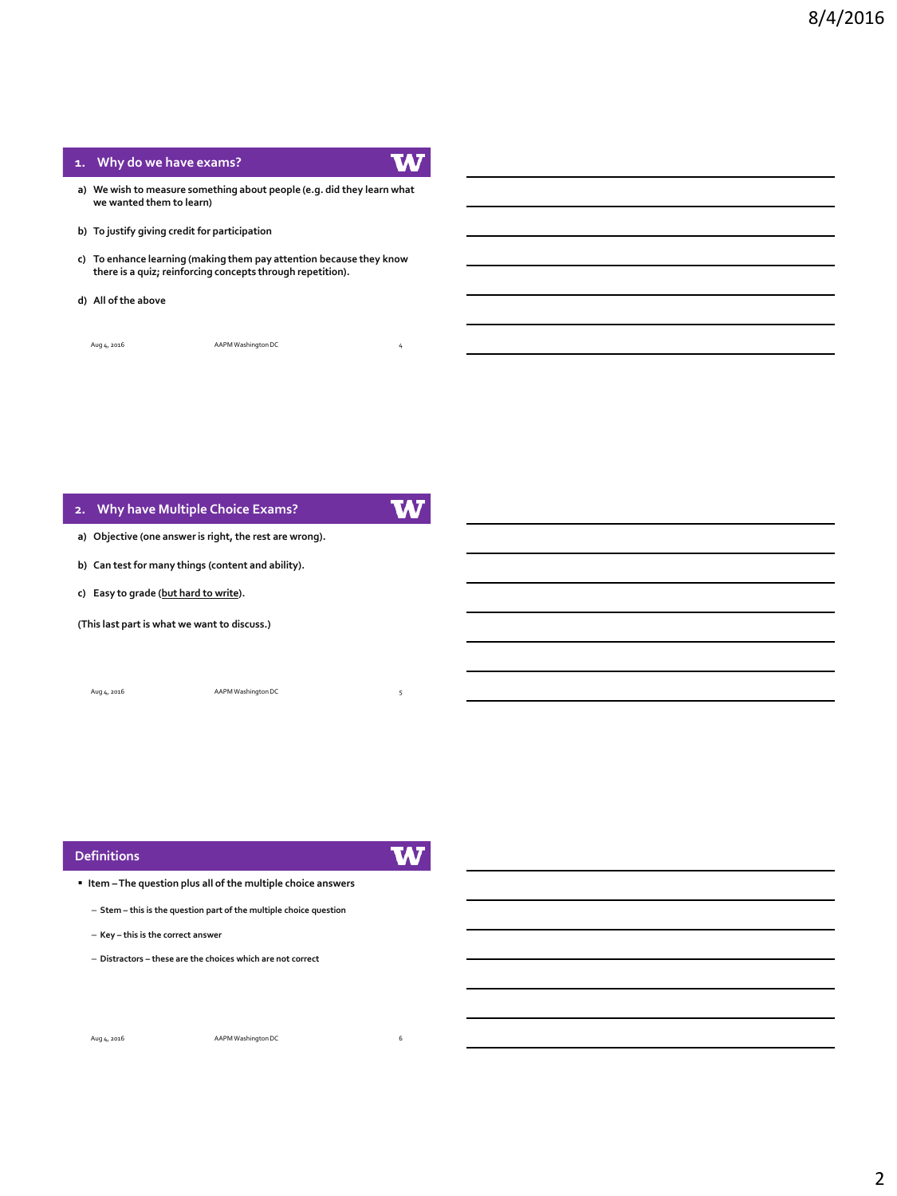## 1. Why do we have exams?

a) We wish to measure something about people (e.g. did they learn what we wanted them to learn)

b) To justify giving credit for participation

c) To enhance learning (making them pay attention because they know there is a quiz; reinforcing concepts through repetition).

d) All of the above

## 2. Why have Multiple Choice Exams?

a) Objective (one answer is right, the rest are wrong).

b) Can test for many things (content and ability).

c) Easy to grade (<u>but hard to write</u>).

(This last part is what we want to discuss.)

## Definitions

- Item – The question plus all of the multiple choice answers
  - Stem – this is the question part of the multiple choice question
  - Key – this is the correct answer
  - Distractors – these are the choices which are not correct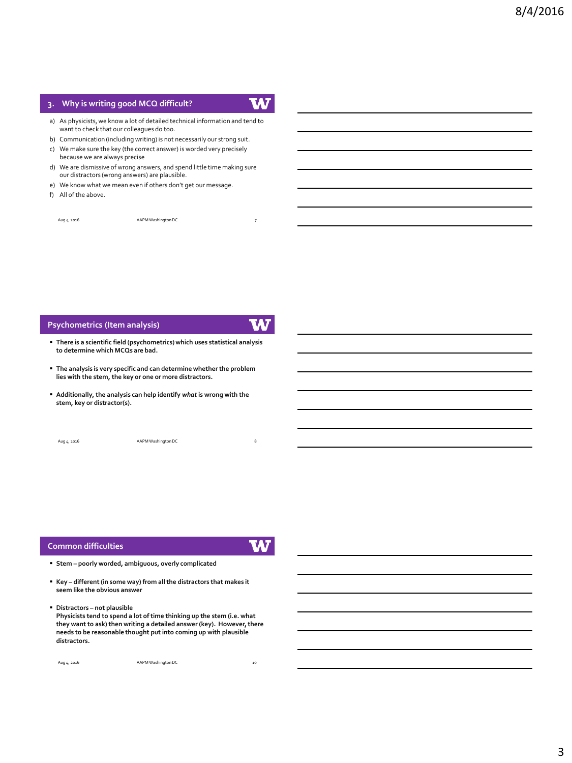## 3. Why is writing good MCQ difficult?

a) As physicists, we know a lot of detailed technical information and tend to want to check that our colleagues do too.
b) Communication (including writing) is not necessarily our strong suit.
c) We make sure the key (the correct answer) is worded very precisely because we are always precise
d) We are dismissive of wrong answers, and spend little time making sure our distractors (wrong answers) are plausible.
e) We know what we mean even if others don't get our message.
f) All of the above.

## Psychometrics (Item analysis)

- **There is a scientific field (psychometrics) which uses statistical analysis to determine which MCQs are bad.**
- **The analysis is very specific and can determine whether the problem lies with the stem, the key or one or more distractors.**
- **Additionally, the analysis can help identify *what* is wrong with the stem, key or distractor(s).**

## Common difficulties

- **Stem – poorly worded, ambiguous, overly complicated**
- **Key – different (in some way) from all the distractors that makes it seem like the obvious answer**
- **Distractors – not plausible**
  **Physicists tend to spend a lot of time thinking up the stem (i.e. what they want to ask) then writing a detailed answer (key). However, there needs to be reasonable thought put into coming up with plausible distractors.**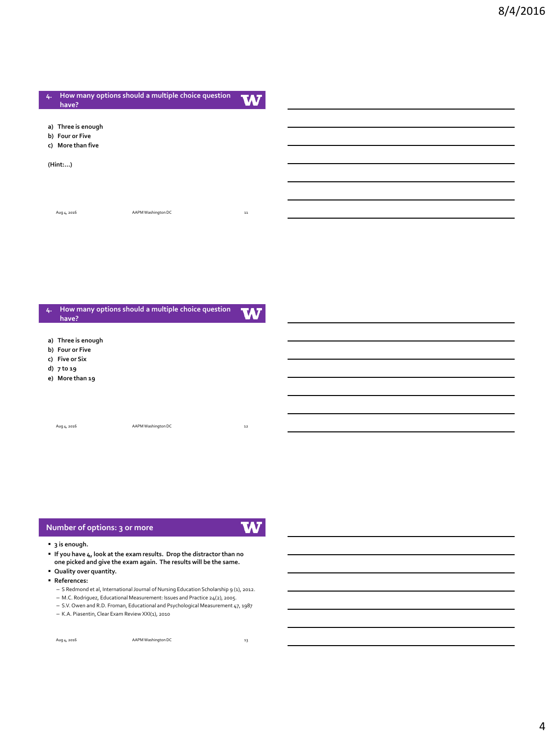## 4. How many options should a multiple choice question have?

a) Three is enough
b) Four or Five
c) More than five

(Hint:…)

## 4. How many options should a multiple choice question have?

a) Three is enough
b) Four or Five
c) Five or Six
d) 7 to 19
e) More than 19

## Number of options: 3 or more

- 3 is enough.
- If you have 4, look at the exam results. Drop the distractor than no one picked and give the exam again. The results will be the same.
- Quality over quantity.
- References:
  - S Redmond et al, International Journal of Nursing Education Scholarship 9 (1), 2012.
  - M.C. Rodriguez, Educational Measurement: Issues and Practice 24(2), 2005.
  - S.V. Owen and R.D. Froman, Educational and Psychological Measurement 47, 1987
  - K.A. Piasentin, Clear Exam Review XXI(1), 2010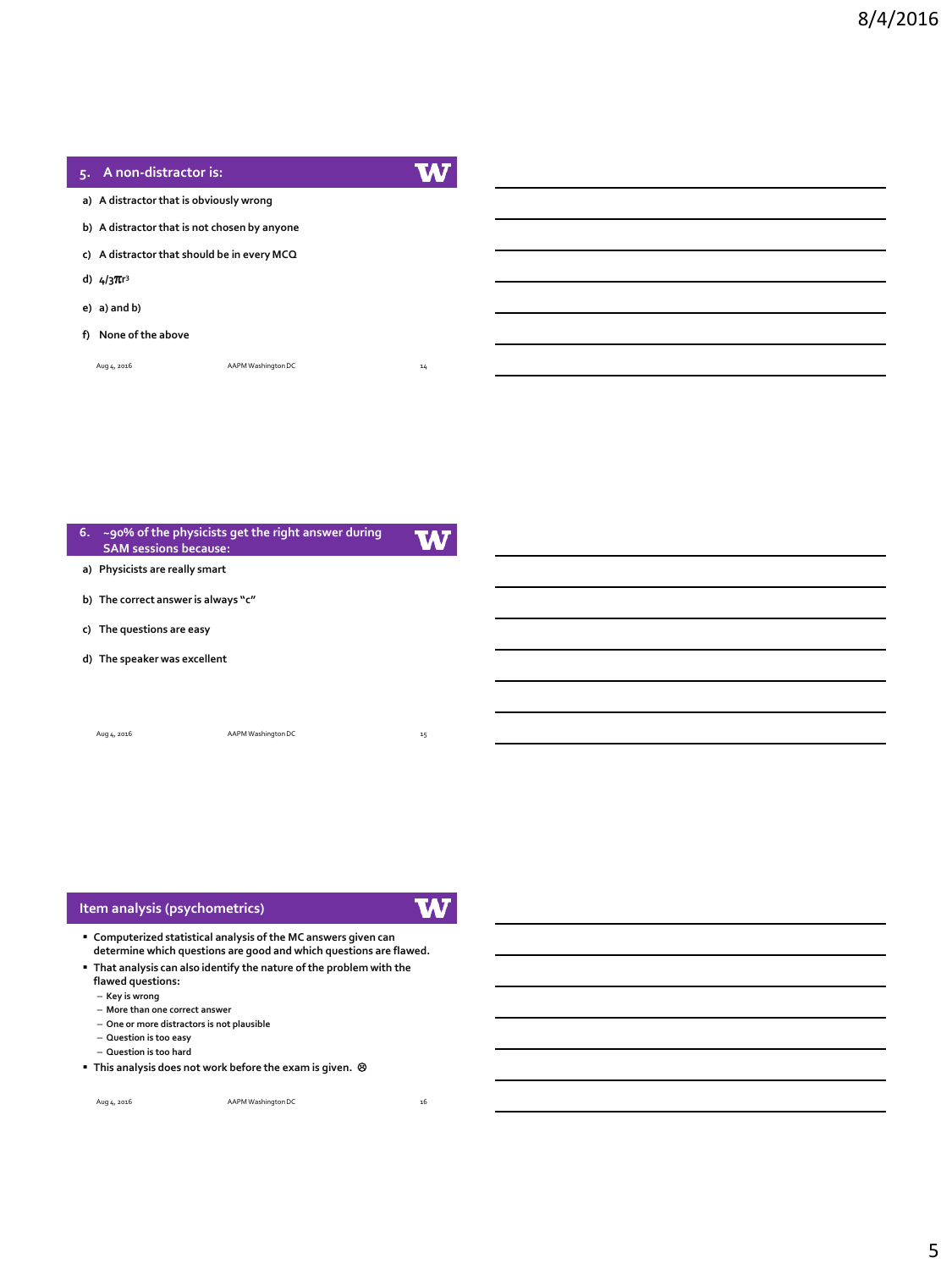## 5. A non-distractor is:

a) A distractor that is obviously wrong

b) A distractor that is not chosen by anyone

c) A distractor that should be in every MCQ

d) $4/3\pi r^3$

e) a) and b)

f) None of the above

## 6. ~90% of the physicists get the right answer during SAM sessions because:

a) Physicists are really smart

b) The correct answer is always "c"

c) The questions are easy

d) The speaker was excellent

## Item analysis (psychometrics)

- Computerized statistical analysis of the MC answers given can determine which questions are good and which questions are flawed.
- That analysis can also identify the nature of the problem with the flawed questions:
  - Key is wrong
  - More than one correct answer
  - One or more distractors is not plausible
  - Question is too easy
  - Question is too hard
- This analysis does not work before the exam is given. ☹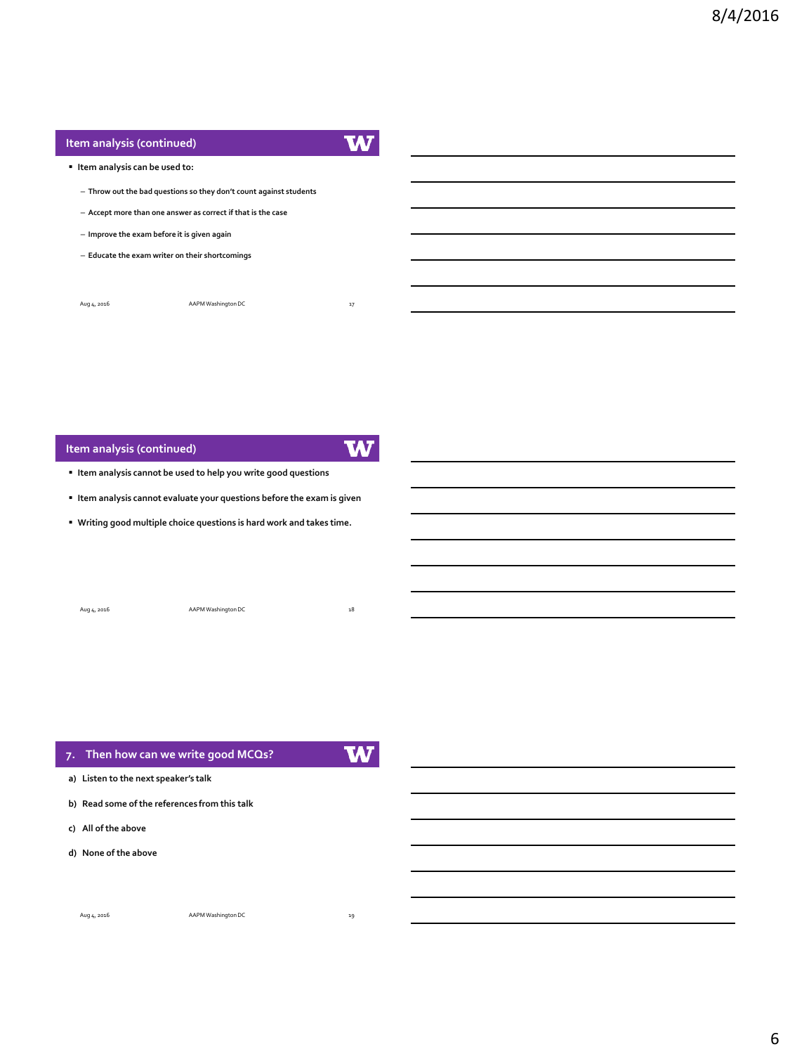## Item analysis (continued)

- Item analysis can be used to:
  - Throw out the bad questions so they don't count against students
  - Accept more than one answer as correct if that is the case
  - Improve the exam before it is given again
  - Educate the exam writer on their shortcomings

## Item analysis (continued)

- Item analysis cannot be used to help you write good questions
- Item analysis cannot evaluate your questions before the exam is given
- Writing good multiple choice questions is hard work and takes time.

## 7. Then how can we write good MCQs?

a) Listen to the next speaker's talk

b) Read some of the references from this talk

c) All of the above

d) None of the above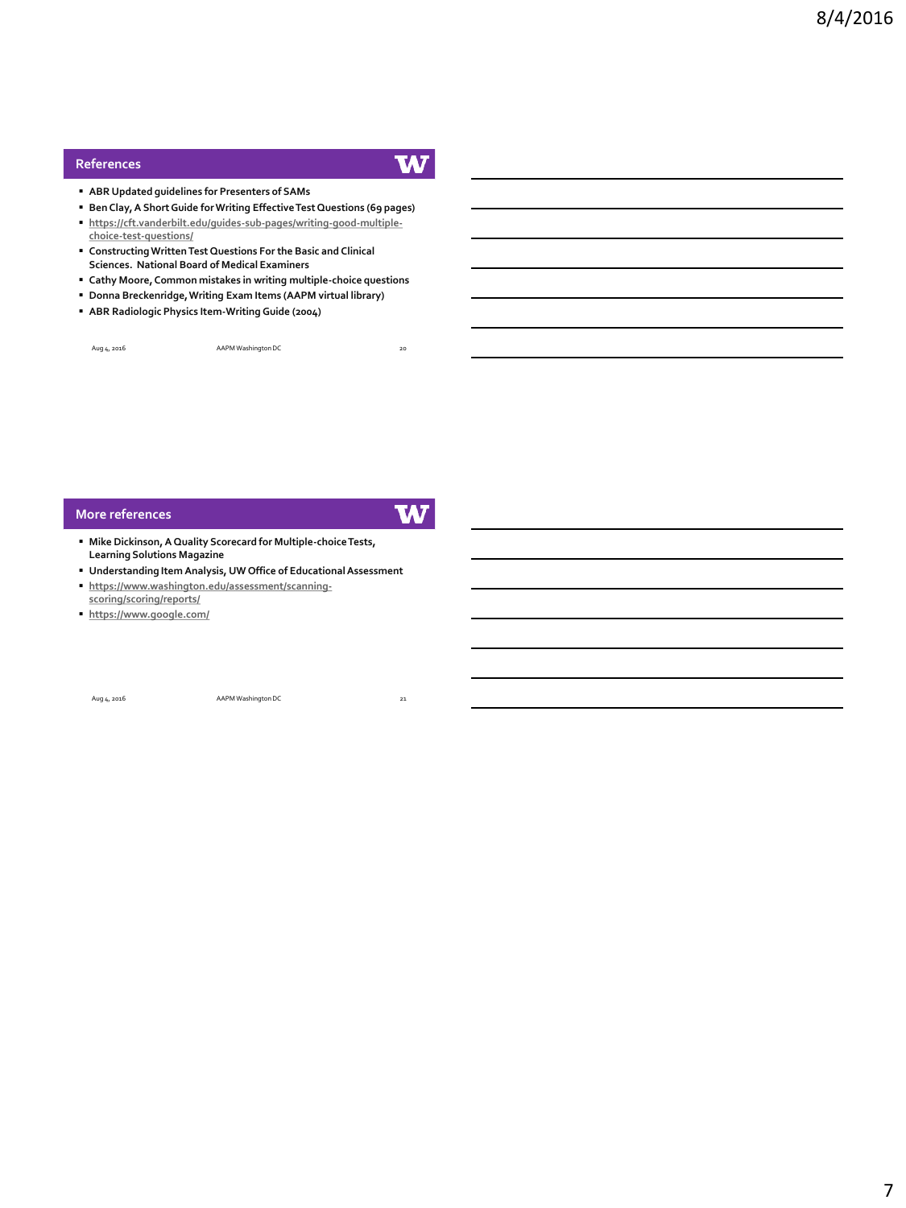## References

- ABR Updated guidelines for Presenters of SAMs
- Ben Clay, A Short Guide for Writing Effective Test Questions (69 pages)
- https://cft.vanderbilt.edu/guides-sub-pages/writing-good-multiple-choice-test-questions/
- Constructing Written Test Questions For the Basic and Clinical Sciences. National Board of Medical Examiners
- Cathy Moore, Common mistakes in writing multiple-choice questions
- Donna Breckenridge, Writing Exam Items (AAPM virtual library)
- ABR Radiologic Physics Item-Writing Guide (2004)

## More references

- Mike Dickinson, A Quality Scorecard for Multiple-choice Tests, Learning Solutions Magazine
- Understanding Item Analysis, UW Office of Educational Assessment
- https://www.washington.edu/assessment/scanning-scoring/scoring/reports/
- https://www.google.com/